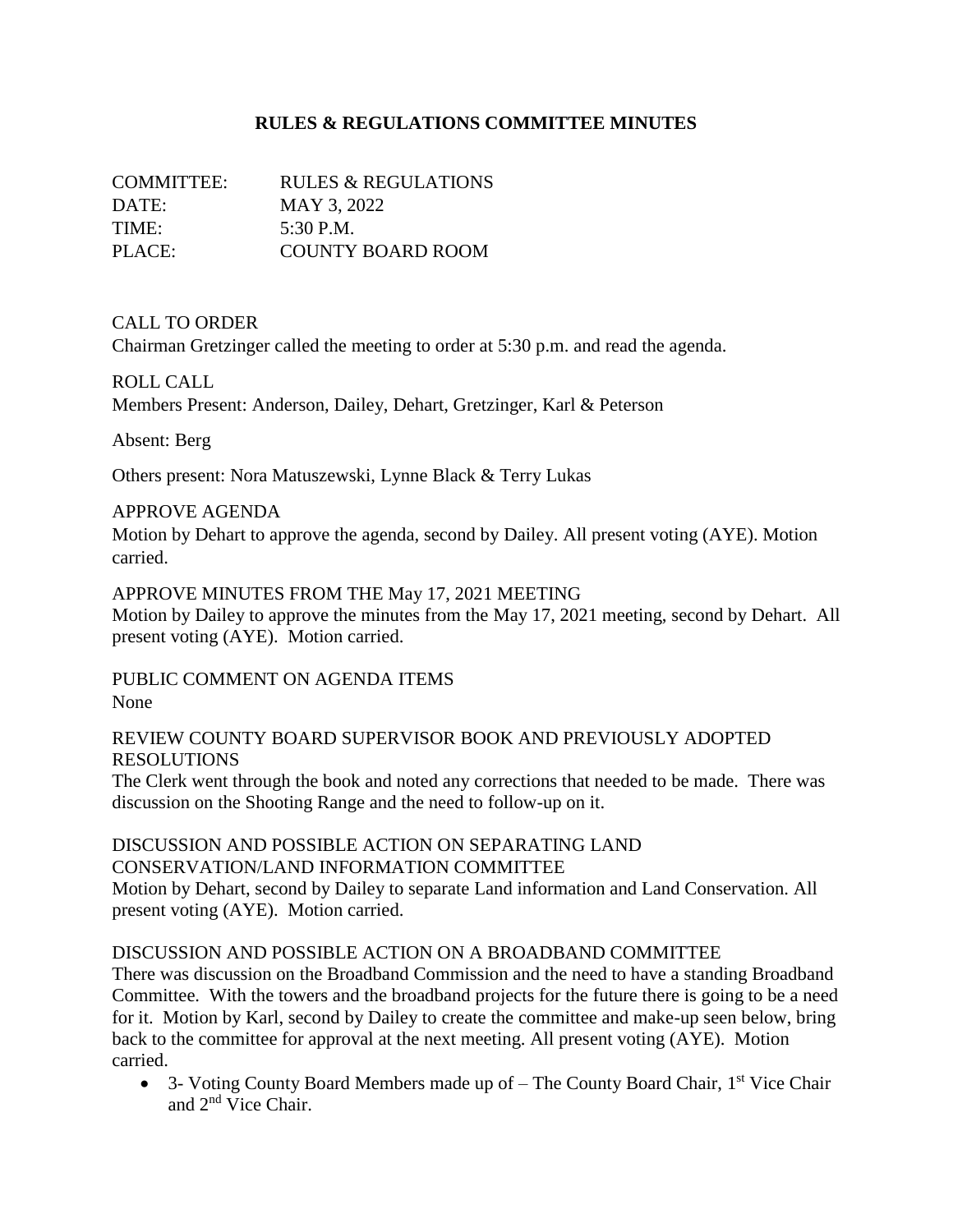# RULES & REGULATIONS COMMITTEE MINUTES

COMMITTEE: RULES & REGULATIONS
DATE: MAY 3, 2022
TIME: 5:30 P.M.
PLACE: COUNTY BOARD ROOM

CALL TO ORDER
Chairman Gretzinger called the meeting to order at 5:30 p.m. and read the agenda.

ROLL CALL
Members Present: Anderson, Dailey, Dehart, Gretzinger, Karl & Peterson

Absent: Berg

Others present: Nora Matuszewski, Lynne Black & Terry Lukas

APPROVE AGENDA
Motion by Dehart to approve the agenda, second by Dailey. All present voting (AYE). Motion carried.

APPROVE MINUTES FROM THE May 17, 2021 MEETING
Motion by Dailey to approve the minutes from the May 17, 2021 meeting, second by Dehart. All present voting (AYE). Motion carried.

PUBLIC COMMENT ON AGENDA ITEMS
None

REVIEW COUNTY BOARD SUPERVISOR BOOK AND PREVIOUSLY ADOPTED RESOLUTIONS
The Clerk went through the book and noted any corrections that needed to be made. There was discussion on the Shooting Range and the need to follow-up on it.

DISCUSSION AND POSSIBLE ACTION ON SEPARATING LAND CONSERVATION/LAND INFORMATION COMMITTEE
Motion by Dehart, second by Dailey to separate Land information and Land Conservation. All present voting (AYE). Motion carried.

DISCUSSION AND POSSIBLE ACTION ON A BROADBAND COMMITTEE
There was discussion on the Broadband Commission and the need to have a standing Broadband Committee. With the towers and the broadband projects for the future there is going to be a need for it. Motion by Karl, second by Dailey to create the committee and make-up seen below, bring back to the committee for approval at the next meeting. All present voting (AYE). Motion carried.

- 3- Voting County Board Members made up of – The County Board Chair, 1st Vice Chair and 2nd Vice Chair.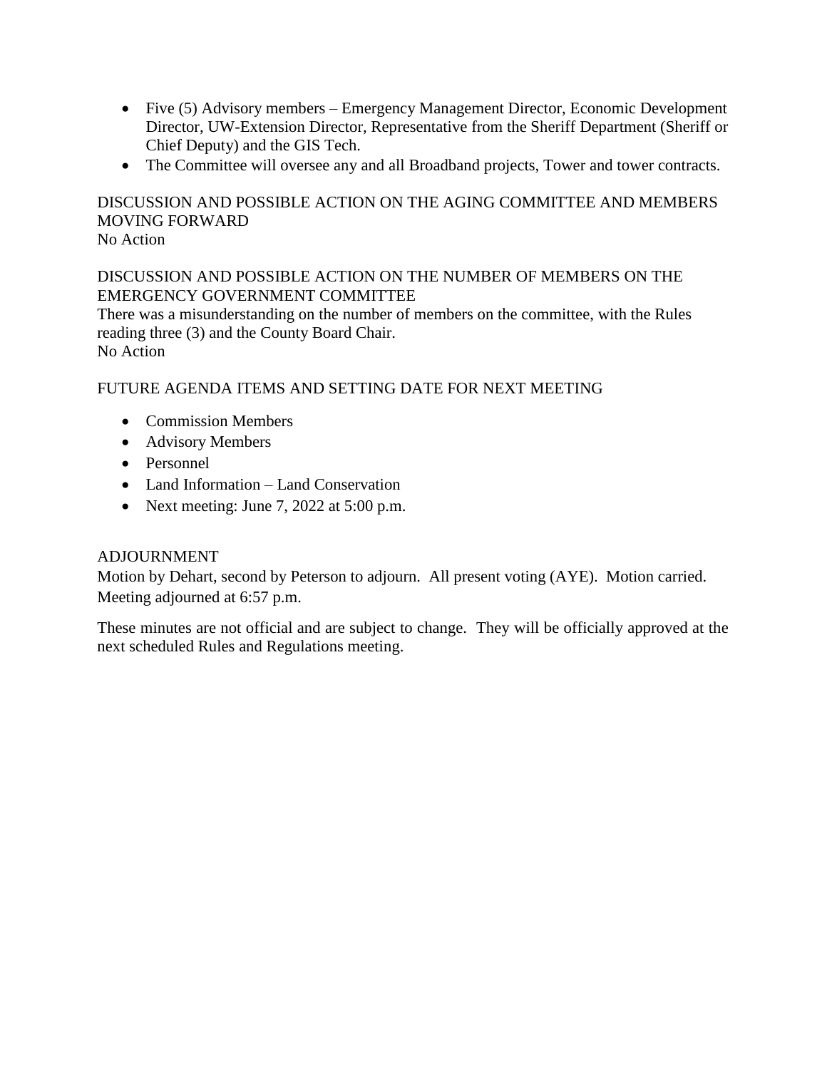- Five (5) Advisory members – Emergency Management Director, Economic Development Director, UW-Extension Director, Representative from the Sheriff Department (Sheriff or Chief Deputy) and the GIS Tech.
- The Committee will oversee any and all Broadband projects, Tower and tower contracts.

DISCUSSION AND POSSIBLE ACTION ON THE AGING COMMITTEE AND MEMBERS MOVING FORWARD
No Action

DISCUSSION AND POSSIBLE ACTION ON THE NUMBER OF MEMBERS ON THE EMERGENCY GOVERNMENT COMMITTEE
There was a misunderstanding on the number of members on the committee, with the Rules reading three (3) and the County Board Chair.
No Action

FUTURE AGENDA ITEMS AND SETTING DATE FOR NEXT MEETING

- Commission Members
- Advisory Members
- Personnel
- Land Information – Land Conservation
- Next meeting: June 7, 2022 at 5:00 p.m.

ADJOURNMENT
Motion by Dehart, second by Peterson to adjourn. All present voting (AYE). Motion carried. Meeting adjourned at 6:57 p.m.

These minutes are not official and are subject to change. They will be officially approved at the next scheduled Rules and Regulations meeting.